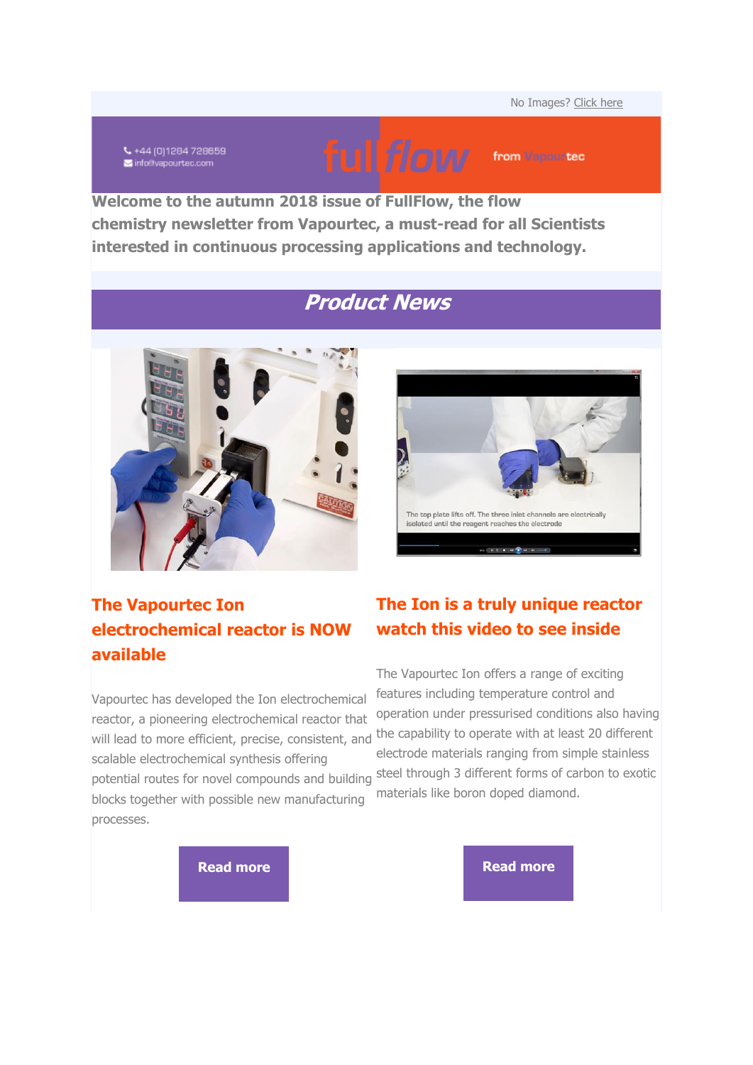No Images? Click here

+44 (0)1264 728659
info@vapourtec.com

fullflow from Vapourtec

**Welcome to the autumn 2018 issue of FullFlow, the flow chemistry newsletter from Vapourtec, a must-read for all Scientists interested in continuous processing applications and technology.**

# *Product News*

## The Vapourtec Ion electrochemical reactor is NOW available

Vapourtec has developed the Ion electrochemical reactor, a pioneering electrochemical reactor that will lead to more efficient, precise, consistent, and scalable electrochemical synthesis offering potential routes for novel compounds and building blocks together with possible new manufacturing processes.

**Read more**

## The Ion is a truly unique reactor watch this video to see inside

The Vapourtec Ion offers a range of exciting features including temperature control and operation under pressurised conditions also having the capability to operate with at least 20 different electrode materials ranging from simple stainless steel through 3 different forms of carbon to exotic materials like boron doped diamond.

**Read more**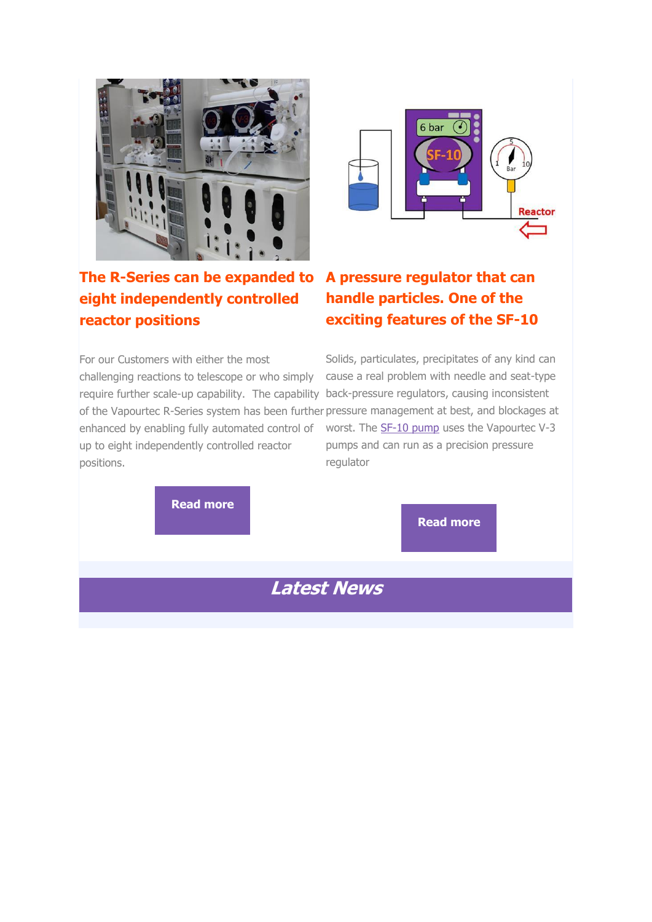## The R-Series can be expanded to eight independently controlled reactor positions

For our Customers with either the most challenging reactions to telescope or who simply require further scale-up capability.  The capability of the Vapourtec R-Series system has been further enhanced by enabling fully automated control of up to eight independently controlled reactor positions.

**Read more**

## A pressure regulator that can handle particles. One of the exciting features of the SF-10

Solids, particulates, precipitates of any kind can cause a real problem with needle and seat-type back-pressure regulators, causing inconsistent pressure management at best, and blockages at worst. The SF-10 pump uses the Vapourtec V-3 pumps and can run as a precision pressure regulator

**Read more**

## *Latest News*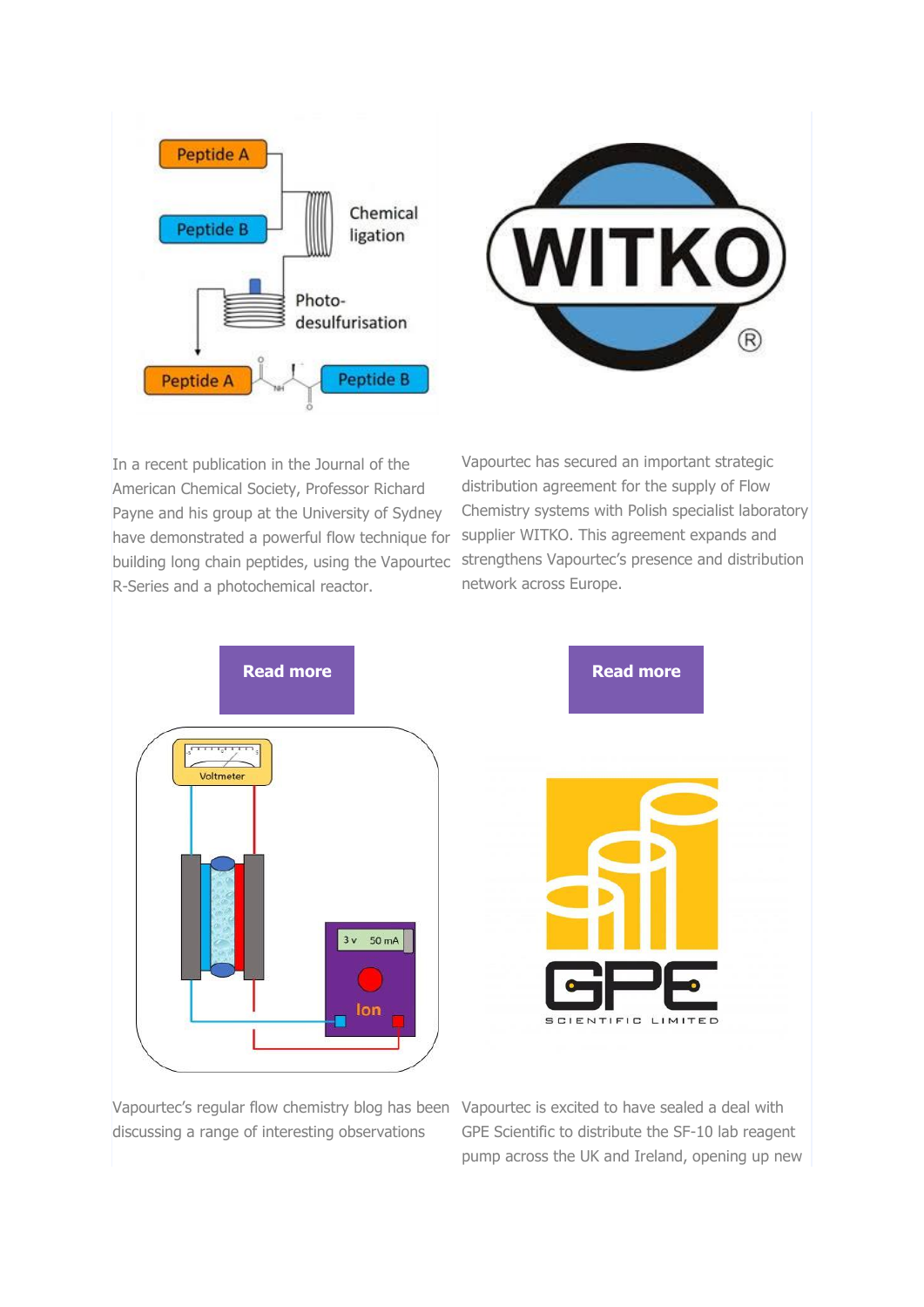In a recent publication in the Journal of the American Chemical Society, Professor Richard Payne and his group at the University of Sydney have demonstrated a powerful flow technique for building long chain peptides, using the Vapourtec R-Series and a photochemical reactor.

Read more

Vapourtec has secured an important strategic distribution agreement for the supply of Flow Chemistry systems with Polish specialist laboratory supplier WITKO. This agreement expands and strengthens Vapourtec's presence and distribution network across Europe.

Read more

Vapourtec's regular flow chemistry blog has been discussing a range of interesting observations

Vapourtec is excited to have sealed a deal with GPE Scientific to distribute the SF-10 lab reagent pump across the UK and Ireland, opening up new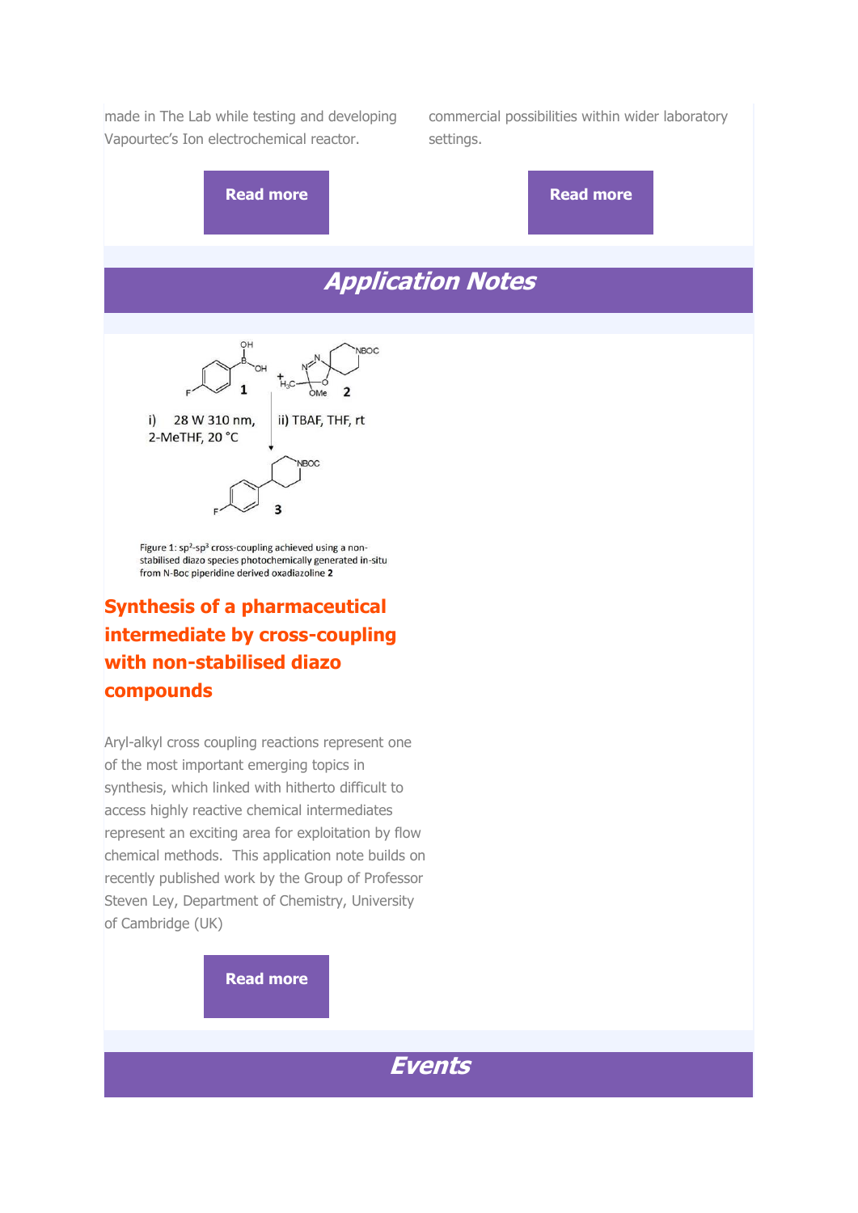made in The Lab while testing and developing Vapourtec's Ion electrochemical reactor.

Read more

commercial possibilities within wider laboratory settings.

Read more

## *Application Notes*

i) 28 W 310 nm, 2-MeTHF, 20 °C

ii) TBAF, THF, rt

Figure 1: $sp^2$-$sp^3$ cross-coupling achieved using a non-stabilised diazo species photochemically generated in-situ from N-Boc piperidine derived oxadiazoline **2**

### Synthesis of a pharmaceutical intermediate by cross-coupling with non-stabilised diazo compounds

Aryl-alkyl cross coupling reactions represent one of the most important emerging topics in synthesis, which linked with hitherto difficult to access highly reactive chemical intermediates represent an exciting area for exploitation by flow chemical methods. This application note builds on recently published work by the Group of Professor Steven Ley, Department of Chemistry, University of Cambridge (UK)

Read more

## *Events*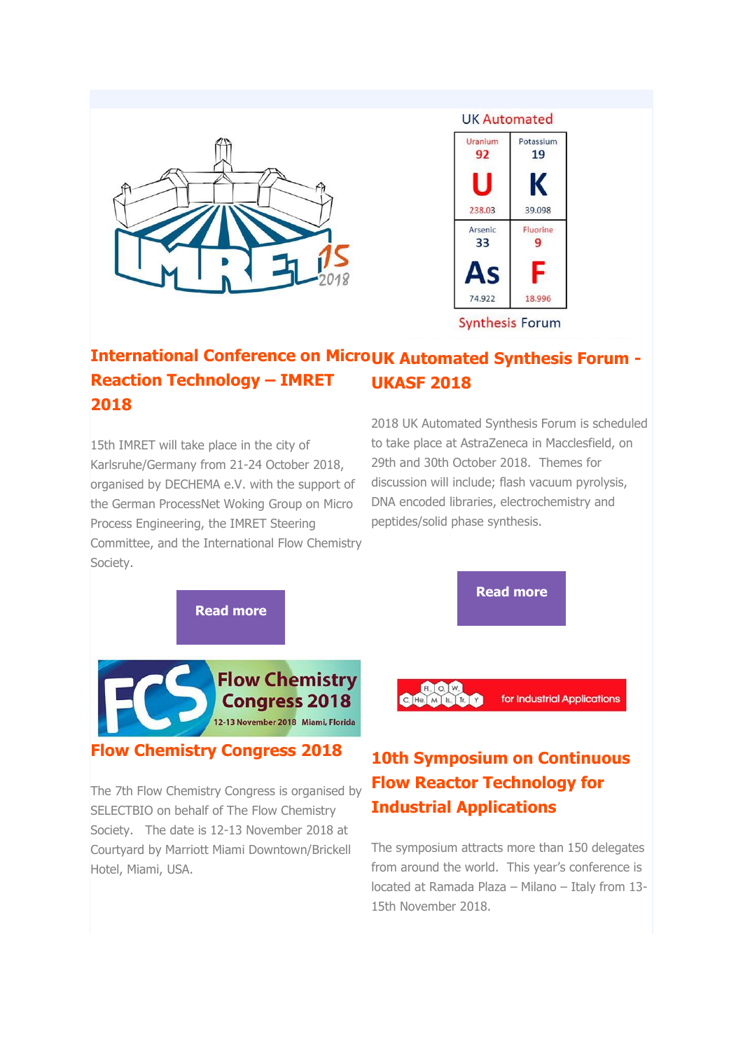## International Conference on Micro Reaction Technology – IMRET 2018

15th IMRET will take place in the city of Karlsruhe/Germany from 21-24 October 2018, organised by DECHEMA e.V. with the support of the German ProcessNet Woking Group on Micro Process Engineering, the IMRET Steering Committee, and the International Flow Chemistry Society.

Read more

## UK Automated Synthesis Forum - UKASF 2018

2018 UK Automated Synthesis Forum is scheduled to take place at AstraZeneca in Macclesfield, on 29th and 30th October 2018. Themes for discussion will include; flash vacuum pyrolysis, DNA encoded libraries, electrochemistry and peptides/solid phase synthesis.

Read more

## Flow Chemistry Congress 2018

The 7th Flow Chemistry Congress is organised by SELECTBIO on behalf of The Flow Chemistry Society. The date is 12-13 November 2018 at Courtyard by Marriott Miami Downtown/Brickell Hotel, Miami, USA.

## 10th Symposium on Continuous Flow Reactor Technology for Industrial Applications

The symposium attracts more than 150 delegates from around the world. This year's conference is located at Ramada Plaza – Milano – Italy from 13-15th November 2018.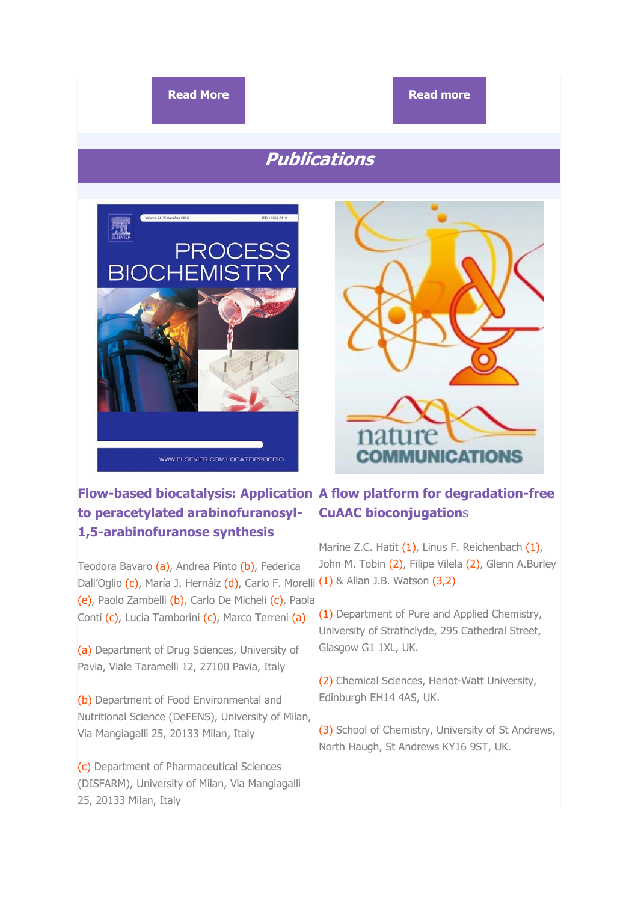Read More

Read more

## *Publications*

### Flow-based biocatalysis: Application to peracetylated arabinofuranosyl-1,5-arabinofuranose synthesis

Teodora Bavaro (a), Andrea Pinto (b), Federica Dall'Oglio (c), María J. Hernáiz (d), Carlo F. Morelli (e), Paolo Zambelli (b), Carlo De Micheli (c), Paola Conti (c), Lucia Tamborini (c), Marco Terreni (a)

(a) Department of Drug Sciences, University of Pavia, Viale Taramelli 12, 27100 Pavia, Italy

(b) Department of Food Environmental and Nutritional Science (DeFENS), University of Milan, Via Mangiagalli 25, 20133 Milan, Italy

(c) Department of Pharmaceutical Sciences (DISFARM), University of Milan, Via Mangiagalli 25, 20133 Milan, Italy

### A flow platform for degradation-free CuAAC bioconjugations

Marine Z.C. Hatit (1), Linus F. Reichenbach (1), John M. Tobin (2), Filipe Vilela (2), Glenn A.Burley (1) & Allan J.B. Watson (3,2)

(1) Department of Pure and Applied Chemistry, University of Strathclyde, 295 Cathedral Street, Glasgow G1 1XL, UK.

(2) Chemical Sciences, Heriot-Watt University, Edinburgh EH14 4AS, UK.

(3) School of Chemistry, University of St Andrews, North Haugh, St Andrews KY16 9ST, UK.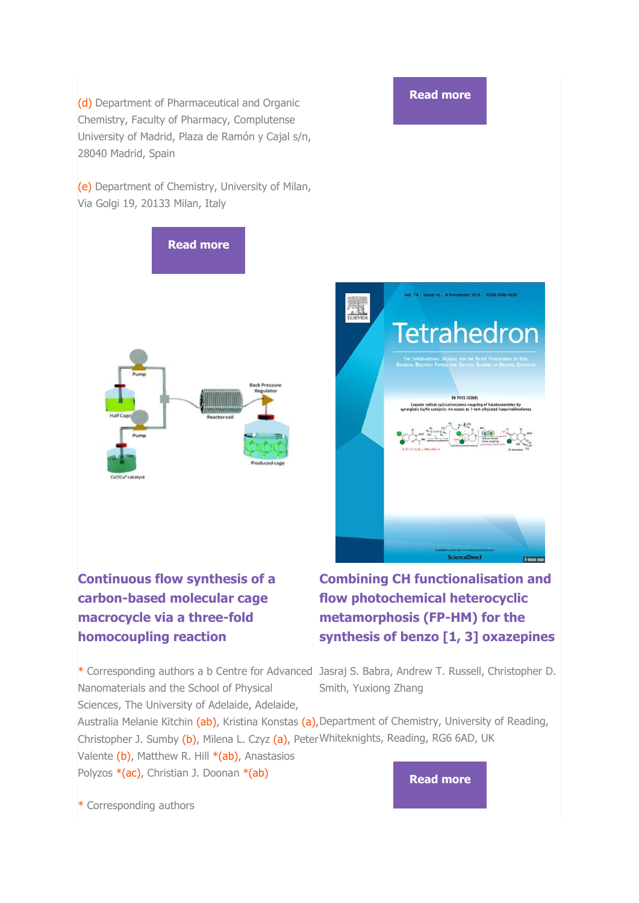(d) Department of Pharmaceutical and Organic Chemistry, Faculty of Pharmacy, Complutense University of Madrid, Plaza de Ramón y Cajal s/n, 28040 Madrid, Spain

(e) Department of Chemistry, University of Milan, Via Golgi 19, 20133 Milan, Italy

Read more

Read more

### Continuous flow synthesis of a carbon-based molecular cage macrocycle via a three-fold homocoupling reaction

* Corresponding authors a b Centre for Advanced Nanomaterials and the School of Physical Sciences, The University of Adelaide, Adelaide, Australia Melanie Kitchin (ab), Kristina Konstas (a), Christopher J. Sumby (b), Milena L. Czyz (a), Peter Valente (b), Matthew R. Hill *(ab), Anastasios Polyzos *(ac), Christian J. Doonan *(ab)

* Corresponding authors

### Combining CH functionalisation and flow photochemical heterocyclic metamorphosis (FP-HM) for the synthesis of benzo [1, 3] oxazepines

Jasraj S. Babra, Andrew T. Russell, Christopher D. Smith, Yuxiong Zhang

Department of Chemistry, University of Reading, Whiteknights, Reading, RG6 6AD, UK

Read more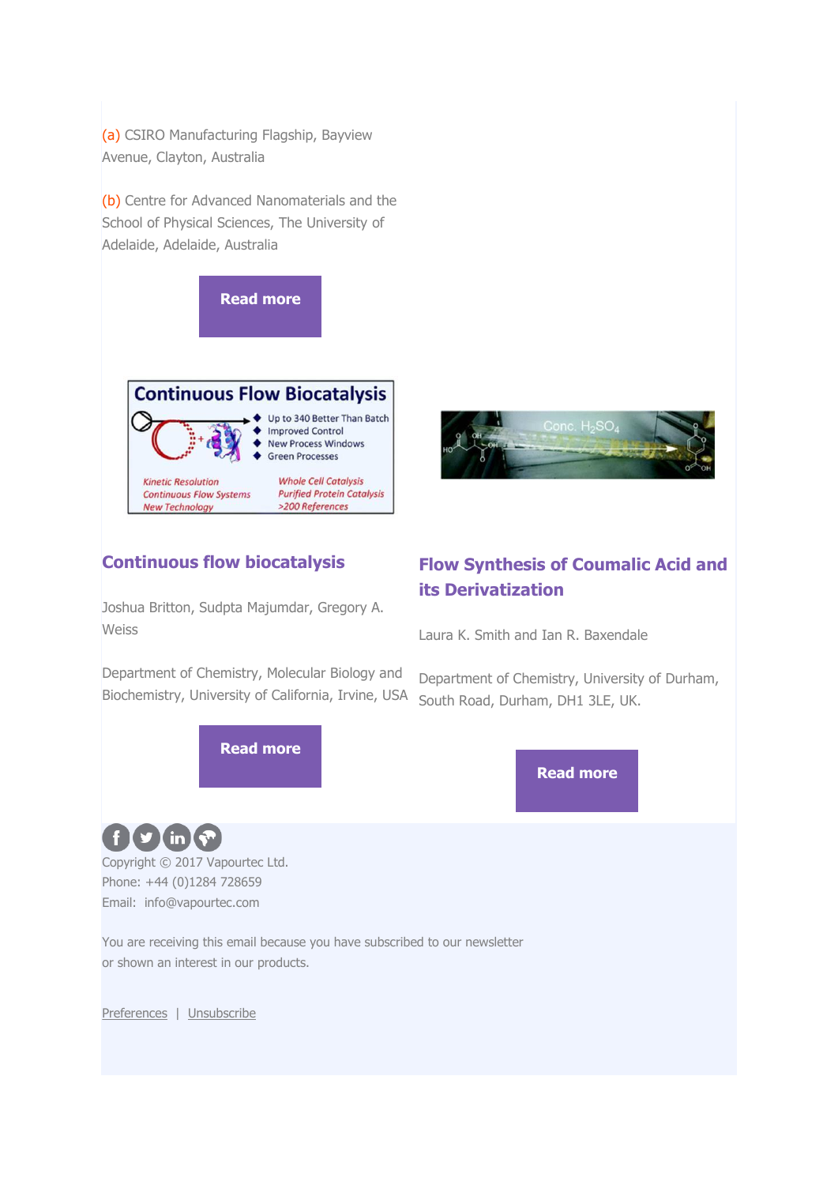(a) CSIRO Manufacturing Flagship, Bayview Avenue, Clayton, Australia

(b) Centre for Advanced Nanomaterials and the School of Physical Sciences, The University of Adelaide, Adelaide, Australia

**Read more**

## Continuous flow biocatalysis

Joshua Britton, Sudpta Majumdar, Gregory A. Weiss

Department of Chemistry, Molecular Biology and Biochemistry, University of California, Irvine, USA

**Read more**

## Flow Synthesis of Coumalic Acid and its Derivatization

Laura K. Smith and Ian R. Baxendale

Department of Chemistry, University of Durham, South Road, Durham, DH1 3LE, UK.

**Read more**

Copyright © 2017 Vapourtec Ltd.
Phone: +44 (0)1284 728659
Email: info@vapourtec.com

You are receiving this email because you have subscribed to our newsletter or shown an interest in our products.

Preferences | Unsubscribe